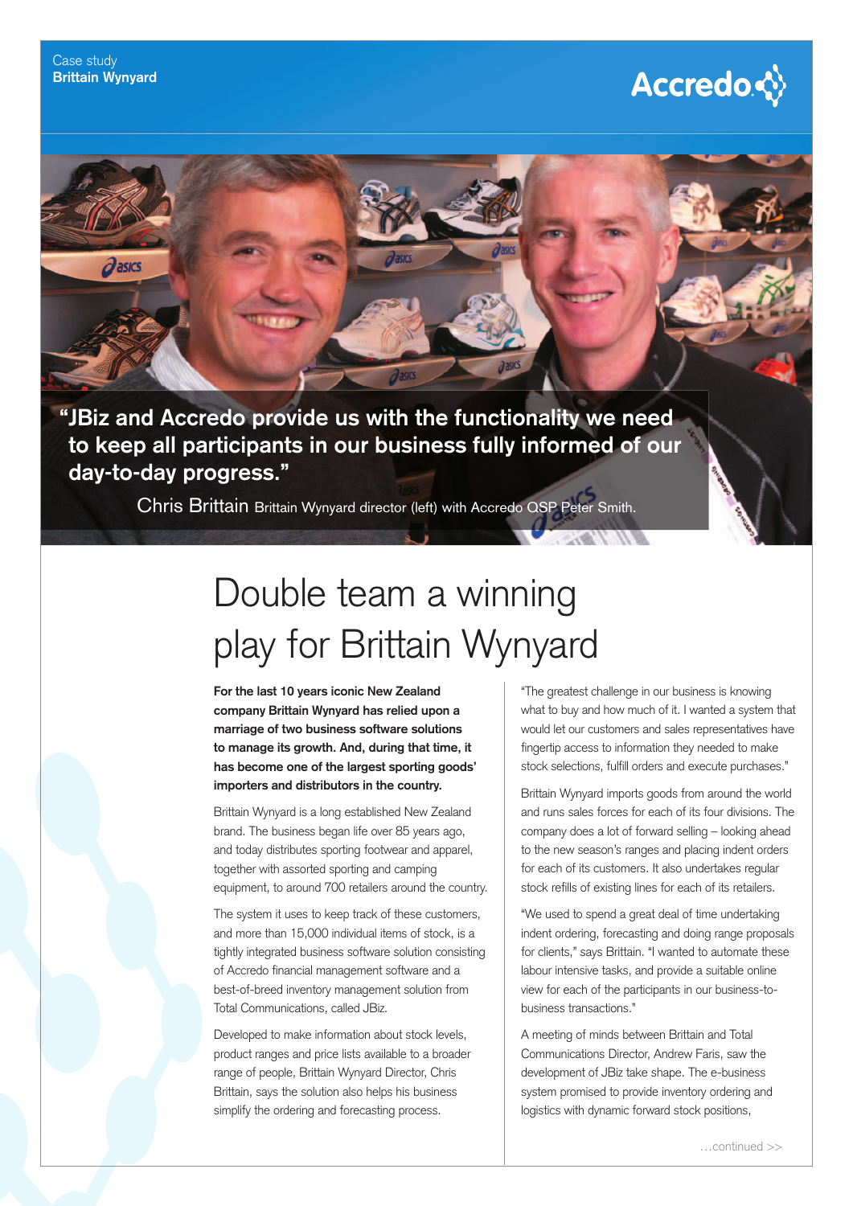Case study
**Brittain Wynyard**

Accredo

**"JBiz and Accredo provide us with the functionality we need to keep all participants in our business fully informed of our day-to-day progress."**

Chris Brittain Brittain Wynyard director (left) with Accredo QSP Peter Smith.

# Double team a winning play for Brittain Wynyard

**For the last 10 years iconic New Zealand company Brittain Wynyard has relied upon a marriage of two business software solutions to manage its growth. And, during that time, it has become one of the largest sporting goods' importers and distributors in the country.**

Brittain Wynyard is a long established New Zealand brand. The business began life over 85 years ago, and today distributes sporting footwear and apparel, together with assorted sporting and camping equipment, to around 700 retailers around the country.

The system it uses to keep track of these customers, and more than 15,000 individual items of stock, is a tightly integrated business software solution consisting of Accredo financial management software and a best-of-breed inventory management solution from Total Communications, called JBiz.

Developed to make information about stock levels, product ranges and price lists available to a broader range of people, Brittain Wynyard Director, Chris Brittain, says the solution also helps his business simplify the ordering and forecasting process.

"The greatest challenge in our business is knowing what to buy and how much of it. I wanted a system that would let our customers and sales representatives have fingertip access to information they needed to make stock selections, fulfill orders and execute purchases."

Brittain Wynyard imports goods from around the world and runs sales forces for each of its four divisions. The company does a lot of forward selling – looking ahead to the new season's ranges and placing indent orders for each of its customers. It also undertakes regular stock refills of existing lines for each of its retailers.

"We used to spend a great deal of time undertaking indent ordering, forecasting and doing range proposals for clients," says Brittain. "I wanted to automate these labour intensive tasks, and provide a suitable online view for each of the participants in our business-to-business transactions."

A meeting of minds between Brittain and Total Communications Director, Andrew Faris, saw the development of JBiz take shape. The e-business system promised to provide inventory ordering and logistics with dynamic forward stock positions,

…continued >>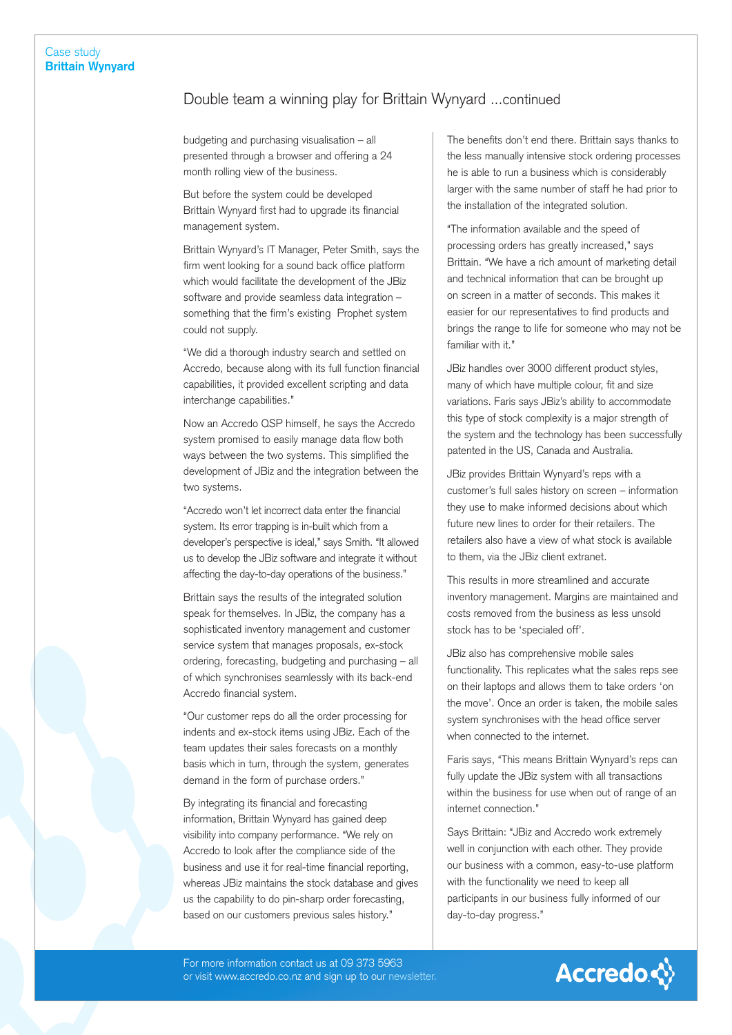Case study
**Brittain Wynyard**

## Double team a winning play for Brittain Wynyard ...continued

budgeting and purchasing visualisation – all presented through a browser and offering a 24 month rolling view of the business.

But before the system could be developed Brittain Wynyard first had to upgrade its financial management system.

Brittain Wynyard's IT Manager, Peter Smith, says the firm went looking for a sound back office platform which would facilitate the development of the JBiz software and provide seamless data integration – something that the firm's existing Prophet system could not supply.

"We did a thorough industry search and settled on Accredo, because along with its full function financial capabilities, it provided excellent scripting and data interchange capabilities."

Now an Accredo QSP himself, he says the Accredo system promised to easily manage data flow both ways between the two systems. This simplified the development of JBiz and the integration between the two systems.

"Accredo won't let incorrect data enter the financial system. Its error trapping is in-built which from a developer's perspective is ideal," says Smith. "It allowed us to develop the JBiz software and integrate it without affecting the day-to-day operations of the business."

Brittain says the results of the integrated solution speak for themselves. In JBiz, the company has a sophisticated inventory management and customer service system that manages proposals, ex-stock ordering, forecasting, budgeting and purchasing – all of which synchronises seamlessly with its back-end Accredo financial system.

"Our customer reps do all the order processing for indents and ex-stock items using JBiz. Each of the team updates their sales forecasts on a monthly basis which in turn, through the system, generates demand in the form of purchase orders."

By integrating its financial and forecasting information, Brittain Wynyard has gained deep visibility into company performance. "We rely on Accredo to look after the compliance side of the business and use it for real-time financial reporting, whereas JBiz maintains the stock database and gives us the capability to do pin-sharp order forecasting, based on our customers previous sales history."

The benefits don't end there. Brittain says thanks to the less manually intensive stock ordering processes he is able to run a business which is considerably larger with the same number of staff he had prior to the installation of the integrated solution.

"The information available and the speed of processing orders has greatly increased," says Brittain. "We have a rich amount of marketing detail and technical information that can be brought up on screen in a matter of seconds. This makes it easier for our representatives to find products and brings the range to life for someone who may not be familiar with it."

JBiz handles over 3000 different product styles, many of which have multiple colour, fit and size variations. Faris says JBiz's ability to accommodate this type of stock complexity is a major strength of the system and the technology has been successfully patented in the US, Canada and Australia.

JBiz provides Brittain Wynyard's reps with a customer's full sales history on screen – information they use to make informed decisions about which future new lines to order for their retailers. The retailers also have a view of what stock is available to them, via the JBiz client extranet.

This results in more streamlined and accurate inventory management. Margins are maintained and costs removed from the business as less unsold stock has to be 'specialed off'.

JBiz also has comprehensive mobile sales functionality. This replicates what the sales reps see on their laptops and allows them to take orders 'on the move'. Once an order is taken, the mobile sales system synchronises with the head office server when connected to the internet.

Faris says, "This means Brittain Wynyard's reps can fully update the JBiz system with all transactions within the business for use when out of range of an internet connection."

Says Brittain: "JBiz and Accredo work extremely well in conjunction with each other. They provide our business with a common, easy-to-use platform with the functionality we need to keep all participants in our business fully informed of our day-to-day progress."

For more information contact us at 09 373 5963
or visit www.accredo.co.nz and sign up to our newsletter.

Accredo